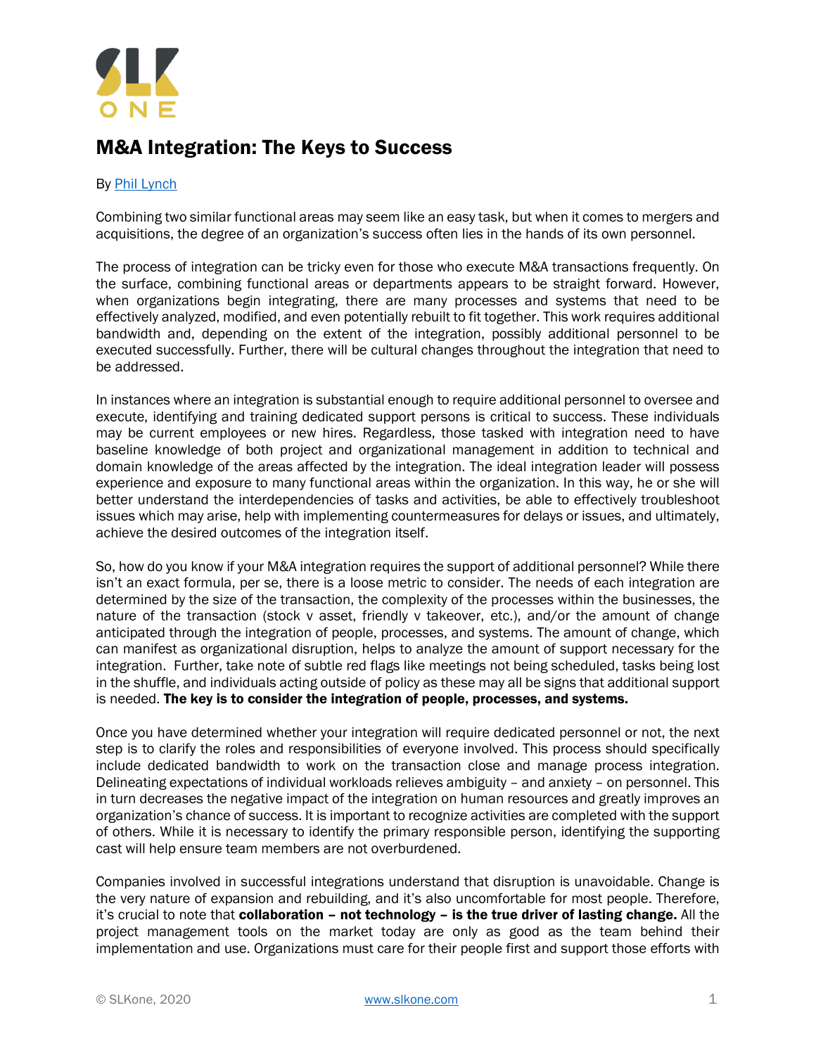# M&A Integration: The Keys to Success

By [Phil Lynch]

Combining two similar functional areas may seem like an easy task, but when it comes to mergers and acquisitions, the degree of an organization's success often lies in the hands of its own personnel.

The process of integration can be tricky even for those who execute M&A transactions frequently. On the surface, combining functional areas or departments appears to be straight forward. However, when organizations begin integrating, there are many processes and systems that need to be effectively analyzed, modified, and even potentially rebuilt to fit together. This work requires additional bandwidth and, depending on the extent of the integration, possibly additional personnel to be executed successfully. Further, there will be cultural changes throughout the integration that need to be addressed.

In instances where an integration is substantial enough to require additional personnel to oversee and execute, identifying and training dedicated support persons is critical to success. These individuals may be current employees or new hires. Regardless, those tasked with integration need to have baseline knowledge of both project and organizational management in addition to technical and domain knowledge of the areas affected by the integration. The ideal integration leader will possess experience and exposure to many functional areas within the organization. In this way, he or she will better understand the interdependencies of tasks and activities, be able to effectively troubleshoot issues which may arise, help with implementing countermeasures for delays or issues, and ultimately, achieve the desired outcomes of the integration itself.

So, how do you know if your M&A integration requires the support of additional personnel? While there isn't an exact formula, per se, there is a loose metric to consider. The needs of each integration are determined by the size of the transaction, the complexity of the processes within the businesses, the nature of the transaction (stock v asset, friendly v takeover, etc.), and/or the amount of change anticipated through the integration of people, processes, and systems. The amount of change, which can manifest as organizational disruption, helps to analyze the amount of support necessary for the integration. Further, take note of subtle red flags like meetings not being scheduled, tasks being lost in the shuffle, and individuals acting outside of policy as these may all be signs that additional support is needed. **The key is to consider the integration of people, processes, and systems.**

Once you have determined whether your integration will require dedicated personnel or not, the next step is to clarify the roles and responsibilities of everyone involved. This process should specifically include dedicated bandwidth to work on the transaction close and manage process integration. Delineating expectations of individual workloads relieves ambiguity – and anxiety – on personnel. This in turn decreases the negative impact of the integration on human resources and greatly improves an organization's chance of success. It is important to recognize activities are completed with the support of others. While it is necessary to identify the primary responsible person, identifying the supporting cast will help ensure team members are not overburdened.

Companies involved in successful integrations understand that disruption is unavoidable. Change is the very nature of expansion and rebuilding, and it's also uncomfortable for most people. Therefore, it's crucial to note that **collaboration – not technology – is the true driver of lasting change.** All the project management tools on the market today are only as good as the team behind their implementation and use. Organizations must care for their people first and support those efforts with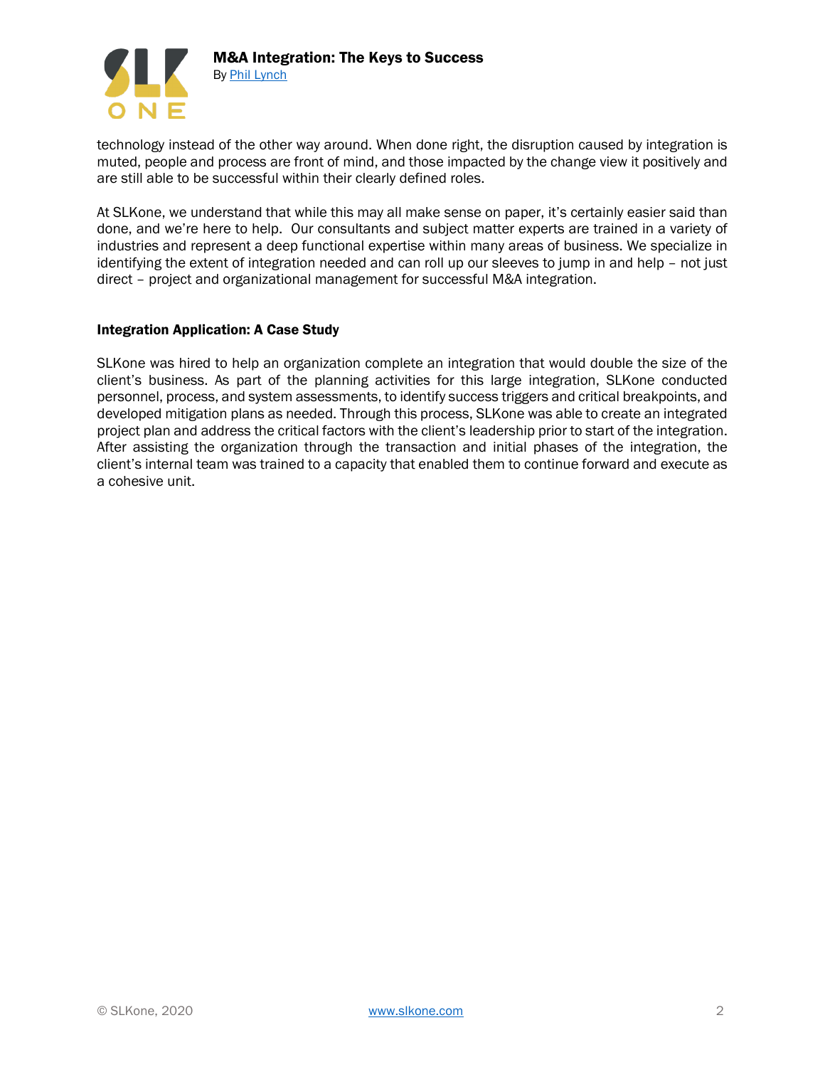technology instead of the other way around. When done right, the disruption caused by integration is muted, people and process are front of mind, and those impacted by the change view it positively and are still able to be successful within their clearly defined roles.

At SLKone, we understand that while this may all make sense on paper, it's certainly easier said than done, and we're here to help. Our consultants and subject matter experts are trained in a variety of industries and represent a deep functional expertise within many areas of business. We specialize in identifying the extent of integration needed and can roll up our sleeves to jump in and help – not just direct – project and organizational management for successful M&A integration.

## Integration Application: A Case Study

SLKone was hired to help an organization complete an integration that would double the size of the client's business. As part of the planning activities for this large integration, SLKone conducted personnel, process, and system assessments, to identify success triggers and critical breakpoints, and developed mitigation plans as needed. Through this process, SLKone was able to create an integrated project plan and address the critical factors with the client's leadership prior to start of the integration. After assisting the organization through the transaction and initial phases of the integration, the client's internal team was trained to a capacity that enabled them to continue forward and execute as a cohesive unit.